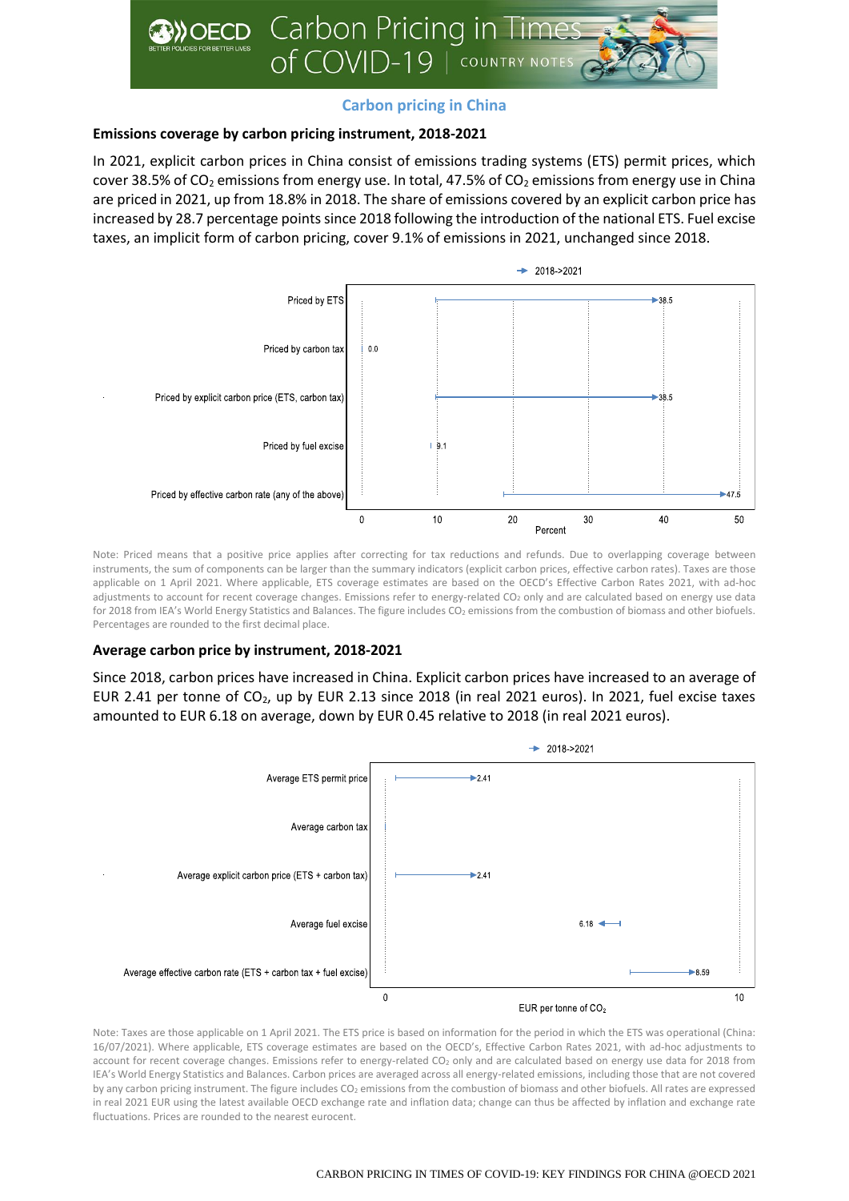## Carbon pricing in China

### Emissions coverage by carbon pricing instrument, 2018-2021

In 2021, explicit carbon prices in China consist of emissions trading systems (ETS) permit prices, which cover 38.5% of $CO_2$ emissions from energy use. In total, 47.5% of $CO_2$ emissions from energy use in China are priced in 2021, up from 18.8% in 2018. The share of emissions covered by an explicit carbon price has increased by 28.7 percentage points since 2018 following the introduction of the national ETS. Fuel excise taxes, an implicit form of carbon pricing, cover 9.1% of emissions in 2021, unchanged since 2018.

| Instrument | 2021 (Percent) |
|---|---|
| Priced by ETS | 38.5 |
| Priced by carbon tax | 0.0 |
| Priced by explicit carbon price (ETS, carbon tax) | 38.5 |
| Priced by fuel excise | 9.1 |
| Priced by effective carbon rate (any of the above) | 47.5 |

Note: Priced means that a positive price applies after correcting for tax reductions and refunds. Due to overlapping coverage between instruments, the sum of components can be larger than the summary indicators (explicit carbon prices, effective carbon rates). Taxes are those applicable on 1 April 2021. Where applicable, ETS coverage estimates are based on the OECD's Effective Carbon Rates 2021, with ad-hoc adjustments to account for recent coverage changes. Emissions refer to energy-related $CO_2$ only and are calculated based on energy use data for 2018 from IEA's World Energy Statistics and Balances. The figure includes $CO_2$ emissions from the combustion of biomass and other biofuels. Percentages are rounded to the first decimal place.

### Average carbon price by instrument, 2018-2021

Since 2018, carbon prices have increased in China. Explicit carbon prices have increased to an average of EUR 2.41 per tonne of $CO_2$, up by EUR 2.13 since 2018 (in real 2021 euros). In 2021, fuel excise taxes amounted to EUR 6.18 on average, down by EUR 0.45 relative to 2018 (in real 2021 euros).

| Instrument | 2021 (EUR per tonne of $CO_2$) |
|---|---|
| Average ETS permit price | 2.41 |
| Average carbon tax | |
| Average explicit carbon price (ETS + carbon tax) | 2.41 |
| Average fuel excise | 6.18 |
| Average effective carbon rate (ETS + carbon tax + fuel excise) | 8.59 |

Note: Taxes are those applicable on 1 April 2021. The ETS price is based on information for the period in which the ETS was operational (China: 16/07/2021). Where applicable, ETS coverage estimates are based on the OECD's, Effective Carbon Rates 2021, with ad-hoc adjustments to account for recent coverage changes. Emissions refer to energy-related $CO_2$ only and are calculated based on energy use data for 2018 from IEA's World Energy Statistics and Balances. Carbon prices are averaged across all energy-related emissions, including those that are not covered by any carbon pricing instrument. The figure includes $CO_2$ emissions from the combustion of biomass and other biofuels. All rates are expressed in real 2021 EUR using the latest available OECD exchange rate and inflation data; change can thus be affected by inflation and exchange rate fluctuations. Prices are rounded to the nearest eurocent.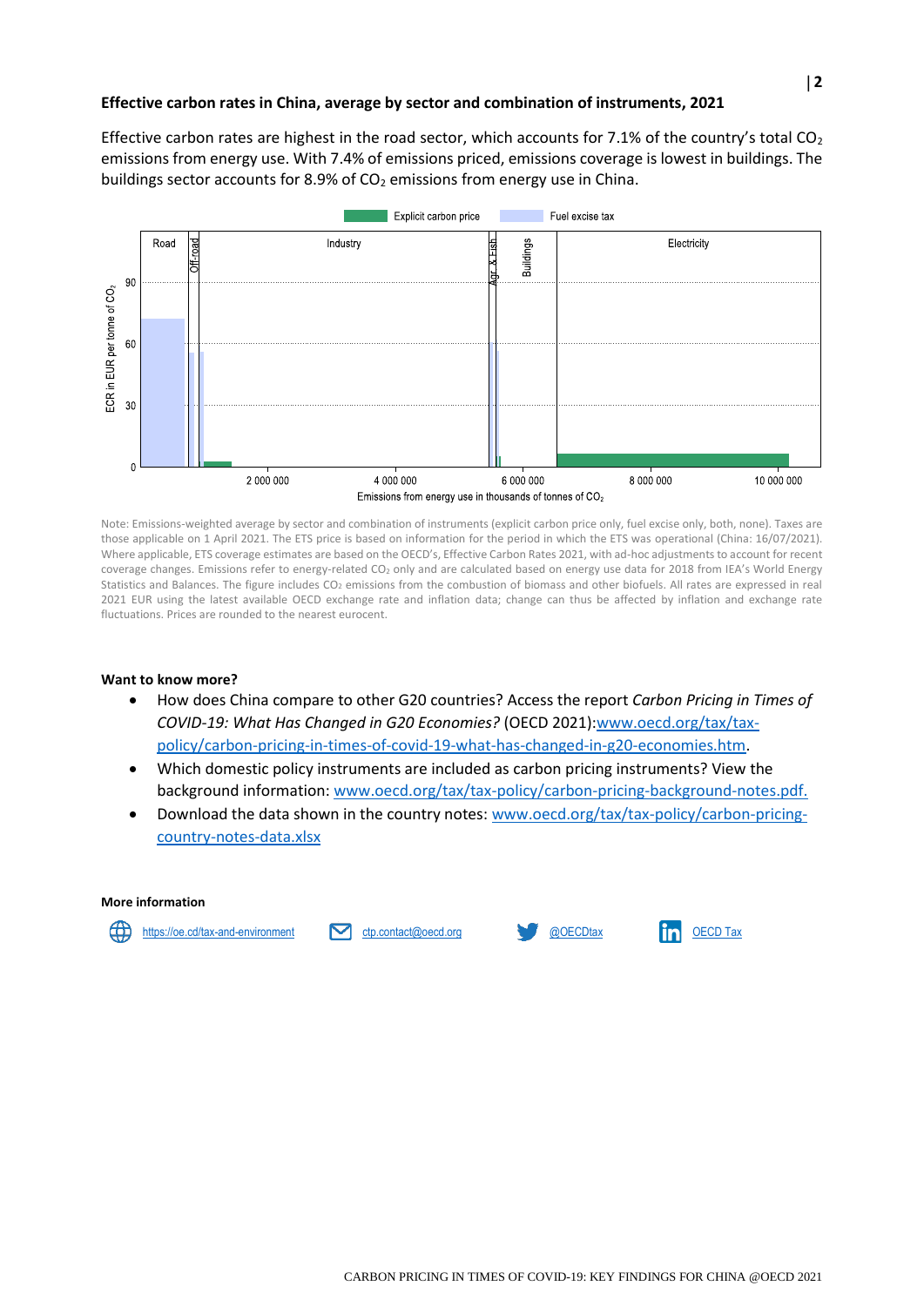**Effective carbon rates in China, average by sector and combination of instruments, 2021**

Effective carbon rates are highest in the road sector, which accounts for 7.1% of the country's total $CO_2$ emissions from energy use. With 7.4% of emissions priced, emissions coverage is lowest in buildings. The buildings sector accounts for 8.9% of $CO_2$ emissions from energy use in China.

Explicit carbon price
Fuel excise tax

Road
Off-road
Industry
Agr. & Fish
Buildings
Electricity

ECR in EUR per tonne of $CO_2$

0
30
60
90

2 000 000
4 000 000
6 000 000
8 000 000
10 000 000

Emissions from energy use in thousands of tonnes of $CO_2$

Note: Emissions-weighted average by sector and combination of instruments (explicit carbon price only, fuel excise only, both, none). Taxes are those applicable on 1 April 2021. The ETS price is based on information for the period in which the ETS was operational (China: 16/07/2021). Where applicable, ETS coverage estimates are based on the OECD's, Effective Carbon Rates 2021, with ad-hoc adjustments to account for recent coverage changes. Emissions refer to energy-related $CO_2$ only and are calculated based on energy use data for 2018 from IEA's World Energy Statistics and Balances. The figure includes $CO_2$ emissions from the combustion of biomass and other biofuels. All rates are expressed in real 2021 EUR using the latest available OECD exchange rate and inflation data; change can thus be affected by inflation and exchange rate fluctuations. Prices are rounded to the nearest eurocent.

**Want to know more?**

- How does China compare to other G20 countries? Access the report *Carbon Pricing in Times of COVID-19: What Has Changed in G20 Economies?* (OECD 2021):www.oecd.org/tax/tax-policy/carbon-pricing-in-times-of-covid-19-what-has-changed-in-g20-economies.htm.
- Which domestic policy instruments are included as carbon pricing instruments? View the background information: www.oecd.org/tax/tax-policy/carbon-pricing-background-notes.pdf.
- Download the data shown in the country notes: www.oecd.org/tax/tax-policy/carbon-pricing-country-notes-data.xlsx

**More information**

https://oe.cd/tax-and-environment   ctp.contact@oecd.org   @OECDtax   OECD Tax